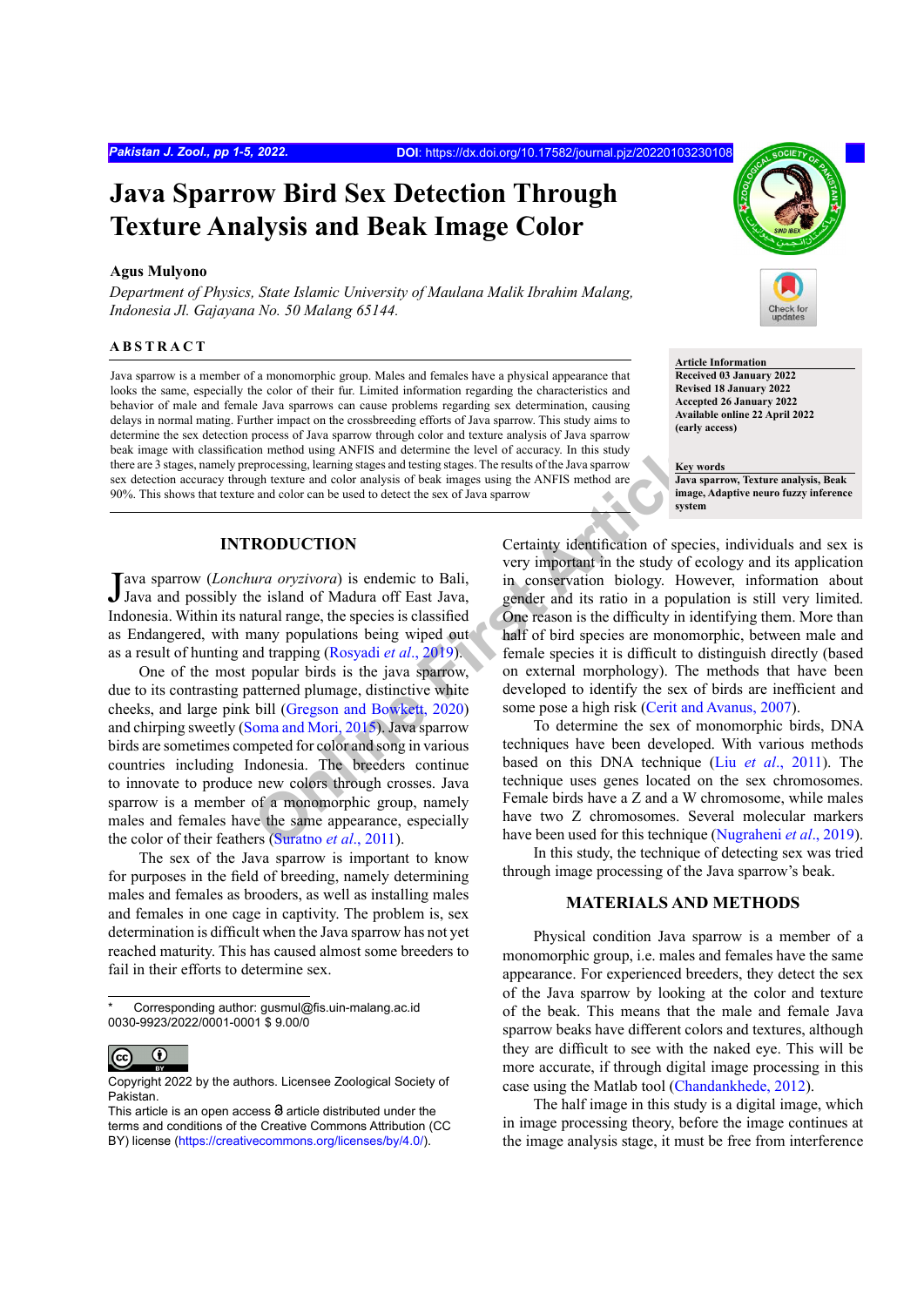# Java Sparrow Bird Sex Detection Through Texture Analysis and Beak Image Color

**Agus Mulyono**

*Department of Physics, State Islamic University of Maulana Malik Ibrahim Malang, Indonesia Jl. Gajayana No. 50 Malang 65144.*

## ABSTRACT

Java sparrow is a member of a monomorphic group. Males and females have a physical appearance that looks the same, especially the color of their fur. Limited information regarding the characteristics and behavior of male and female Java sparrows can cause problems regarding sex determination, causing delays in normal mating. Further impact on the crossbreeding efforts of Java sparrow. This study aims to determine the sex detection process of Java sparrow through color and texture analysis of Java sparrow beak image with classification method using ANFIS and determine the level of accuracy. In this study there are 3 stages, namely preprocessing, learning stages and testing stages. The results of the Java sparrow sex detection accuracy through texture and color analysis of beak images using the ANFIS method are 90%. This shows that texture and color can be used to detect the sex of Java sparrow

**Article Information**
**Received 03 January 2022**
**Revised 18 January 2022**
**Accepted 26 January 2022**
**Available online 22 April 2022**
**(early access)**

**Key words**
**Java sparrow, Texture analysis, Beak image, Adaptive neuro fuzzy inference system**

## INTRODUCTION

Java sparrow (*Lonchura oryzivora*) is endemic to Bali, Java and possibly the island of Madura off East Java, Indonesia. Within its natural range, the species is classified as Endangered, with many populations being wiped out as a result of hunting and trapping (Rosyadi *et al*., 2019).

One of the most popular birds is the java sparrow, due to its contrasting patterned plumage, distinctive white cheeks, and large pink bill (Gregson and Bowkett, 2020) and chirping sweetly (Soma and Mori, 2015). Java sparrow birds are sometimes competed for color and song in various countries including Indonesia. The breeders continue to innovate to produce new colors through crosses. Java sparrow is a member of a monomorphic group, namely males and females have the same appearance, especially the color of their feathers (Suratno *et al*., 2011).

The sex of the Java sparrow is important to know for purposes in the field of breeding, namely determining males and females as brooders, as well as installing males and females in one cage in captivity. The problem is, sex determination is difficult when the Java sparrow has not yet reached maturity. This has caused almost some breeders to fail in their efforts to determine sex.

\* Corresponding author: gusmul@fis.uin-malang.ac.id
0030-9923/2022/0001-0001 $ 9.00/0

Copyright 2022 by the authors. Licensee Zoological Society of Pakistan.
This article is an open access article distributed under the terms and conditions of the Creative Commons Attribution (CC BY) license (https://creativecommons.org/licenses/by/4.0/).

Certainty identification of species, individuals and sex is very important in the study of ecology and its application in conservation biology. However, information about gender and its ratio in a population is still very limited. One reason is the difficulty in identifying them. More than half of bird species are monomorphic, between male and female species it is difficult to distinguish directly (based on external morphology). The methods that have been developed to identify the sex of birds are inefficient and some pose a high risk (Cerit and Avanus, 2007).

To determine the sex of monomorphic birds, DNA techniques have been developed. With various methods based on this DNA technique (Liu *et al*., 2011). The technique uses genes located on the sex chromosomes. Female birds have a Z and a W chromosome, while males have two Z chromosomes. Several molecular markers have been used for this technique (Nugraheni *et al*., 2019).

In this study, the technique of detecting sex was tried through image processing of the Java sparrow's beak.

## MATERIALS AND METHODS

Physical condition Java sparrow is a member of a monomorphic group, i.e. males and females have the same appearance. For experienced breeders, they detect the sex of the Java sparrow by looking at the color and texture of the beak. This means that the male and female Java sparrow beaks have different colors and textures, although they are difficult to see with the naked eye. This will be more accurate, if through digital image processing in this case using the Matlab tool (Chandankhede, 2012).

The half image in this study is a digital image, which in image processing theory, before the image continues at the image analysis stage, it must be free from interference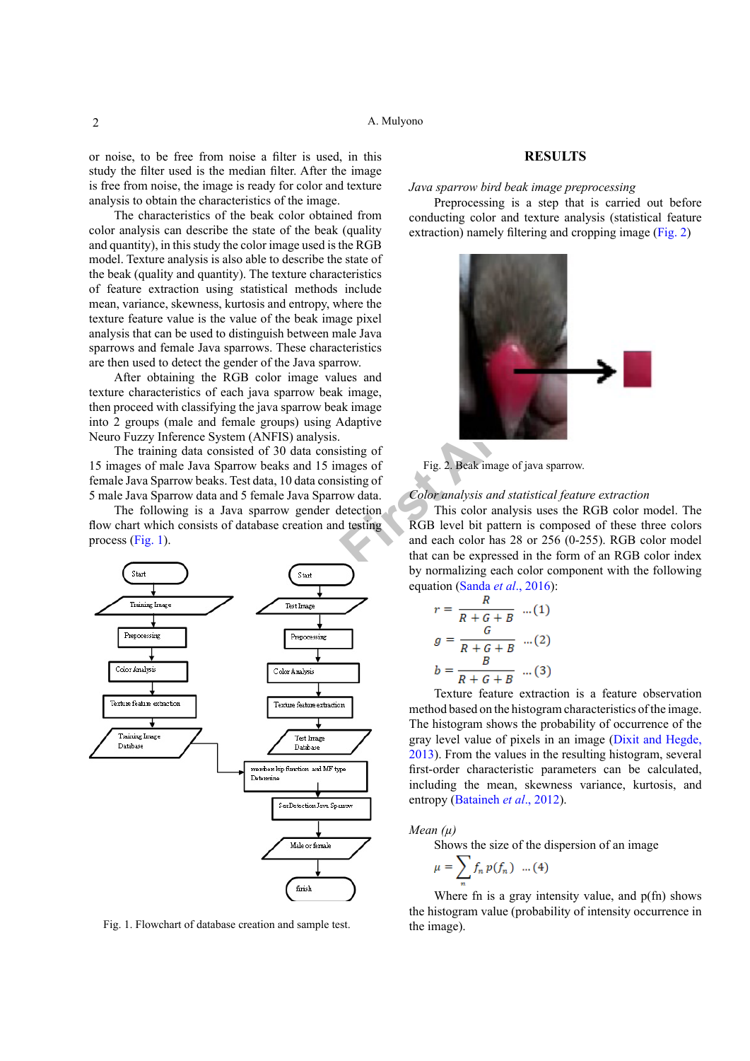or noise, to be free from noise a filter is used, in this study the filter used is the median filter. After the image is free from noise, the image is ready for color and texture analysis to obtain the characteristics of the image.

The characteristics of the beak color obtained from color analysis can describe the state of the beak (quality and quantity), in this study the color image used is the RGB model. Texture analysis is also able to describe the state of the beak (quality and quantity). The texture characteristics of feature extraction using statistical methods include mean, variance, skewness, kurtosis and entropy, where the texture feature value is the value of the beak image pixel analysis that can be used to distinguish between male Java sparrows and female Java sparrows. These characteristics are then used to detect the gender of the Java sparrow.

After obtaining the RGB color image values and texture characteristics of each java sparrow beak image, then proceed with classifying the java sparrow beak image into 2 groups (male and female groups) using Adaptive Neuro Fuzzy Inference System (ANFIS) analysis.

The training data consisted of 30 data consisting of 15 images of male Java Sparrow beaks and 15 images of female Java Sparrow beaks. Test data, 10 data consisting of 5 male Java Sparrow data and 5 female Java Sparrow data.

The following is a Java sparrow gender detection flow chart which consists of database creation and testing process (Fig. 1).

Fig. 1. Flowchart of database creation and sample test.

## RESULTS

*Java sparrow bird beak image preprocessing*

Preprocessing is a step that is carried out before conducting color and texture analysis (statistical feature extraction) namely filtering and cropping image (Fig. 2)

Fig. 2. Beak image of java sparrow.

*Color analysis and statistical feature extraction*

This color analysis uses the RGB color model. The RGB level bit pattern is composed of these three colors and each color has 28 or 256 (0-255). RGB color model that can be expressed in the form of an RGB color index by normalizing each color component with the following equation (Sanda *et al*., 2016):

$$r = \frac{R}{R+G+B} \quad ...(1)$$

$$g = \frac{G}{R+G+B} \quad ...(2)$$

$$b = \frac{B}{R+G+B} \quad ...(3)$$

Texture feature extraction is a feature observation method based on the histogram characteristics of the image. The histogram shows the probability of occurrence of the gray level value of pixels in an image (Dixit and Hegde, 2013). From the values in the resulting histogram, several first-order characteristic parameters can be calculated, including the mean, skewness variance, kurtosis, and entropy (Bataineh *et al*., 2012).

*Mean (μ)*

Shows the size of the dispersion of an image

$$\mu = \sum_{n} f_n \, p(f_n) \quad ...(4)$$

Where fn is a gray intensity value, and p(fn) shows the histogram value (probability of intensity occurrence in the image).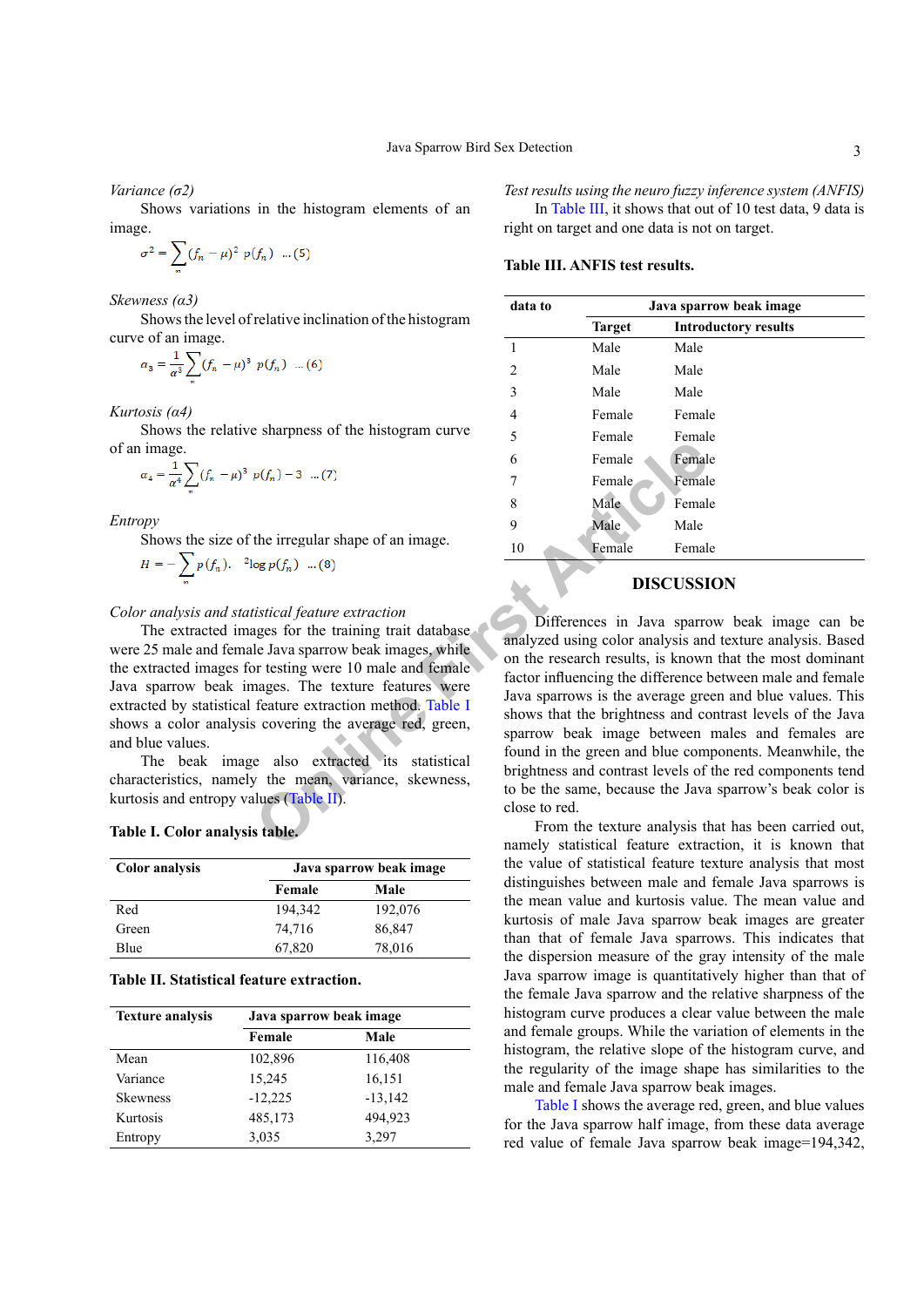*Variance (σ2)*

Shows variations in the histogram elements of an image.

$$\sigma^2 = \sum_n (f_n - \mu)^2 \ p(f_n) \quad \ldots(5)$$

*Skewness (α3)*

Shows the level of relative inclination of the histogram curve of an image.

$$\alpha_3 = \frac{1}{\sigma^3} \sum_n (f_n - \mu)^3 \ p(f_n) \quad \ldots(6)$$

*Kurtosis (α4)*

Shows the relative sharpness of the histogram curve of an image.

$$\alpha_4 = \frac{1}{\sigma^4} \sum_n (f_n - \mu)^3 \ p(f_n) - 3 \quad \ldots(7)$$

*Entropy*

Shows the size of the irregular shape of an image.

$$H = -\sum_n p(f_n). \ {}^2\log p(f_n) \quad \ldots(8)$$

*Color analysis and statistical feature extraction*

The extracted images for the training trait database were 25 male and female Java sparrow beak images, while the extracted images for testing were 10 male and female Java sparrow beak images. The texture features were extracted by statistical feature extraction method. Table I shows a color analysis covering the average red, green, and blue values.

The beak image also extracted its statistical characteristics, namely the mean, variance, skewness, kurtosis and entropy values (Table II).

**Table I. Color analysis table.**

| Color analysis | Java sparrow beak image | |
|---|---|---|
| | Female | Male |
| Red | 194,342 | 192,076 |
| Green | 74,716 | 86,847 |
| Blue | 67,820 | 78,016 |

**Table II. Statistical feature extraction.**

| Texture analysis | Java sparrow beak image | |
|---|---|---|
| | Female | Male |
| Mean | 102,896 | 116,408 |
| Variance | 15,245 | 16,151 |
| Skewness | -12,225 | -13,142 |
| Kurtosis | 485,173 | 494,923 |
| Entropy | 3,035 | 3,297 |

*Test results using the neuro fuzzy inference system (ANFIS)*

In Table III, it shows that out of 10 test data, 9 data is right on target and one data is not on target.

**Table III. ANFIS test results.**

| data to | Java sparrow beak image | |
|---|---|---|
| | Target | Introductory results |
| 1 | Male | Male |
| 2 | Male | Male |
| 3 | Male | Male |
| 4 | Female | Female |
| 5 | Female | Female |
| 6 | Female | Female |
| 7 | Female | Female |
| 8 | Male | Female |
| 9 | Male | Male |
| 10 | Female | Female |

## DISCUSSION

Differences in Java sparrow beak image can be analyzed using color analysis and texture analysis. Based on the research results, is known that the most dominant factor influencing the difference between male and female Java sparrows is the average green and blue values. This shows that the brightness and contrast levels of the Java sparrow beak image between males and females are found in the green and blue components. Meanwhile, the brightness and contrast levels of the red components tend to be the same, because the Java sparrow's beak color is close to red.

From the texture analysis that has been carried out, namely statistical feature extraction, it is known that the value of statistical feature texture analysis that most distinguishes between male and female Java sparrows is the mean value and kurtosis value. The mean value and kurtosis of male Java sparrow beak images are greater than that of female Java sparrows. This indicates that the dispersion measure of the gray intensity of the male Java sparrow image is quantitatively higher than that of the female Java sparrow and the relative sharpness of the histogram curve produces a clear value between the male and female groups. While the variation of elements in the histogram, the relative slope of the histogram curve, and the regularity of the image shape has similarities to the male and female Java sparrow beak images.

Table I shows the average red, green, and blue values for the Java sparrow half image, from these data average red value of female Java sparrow beak image=194,342,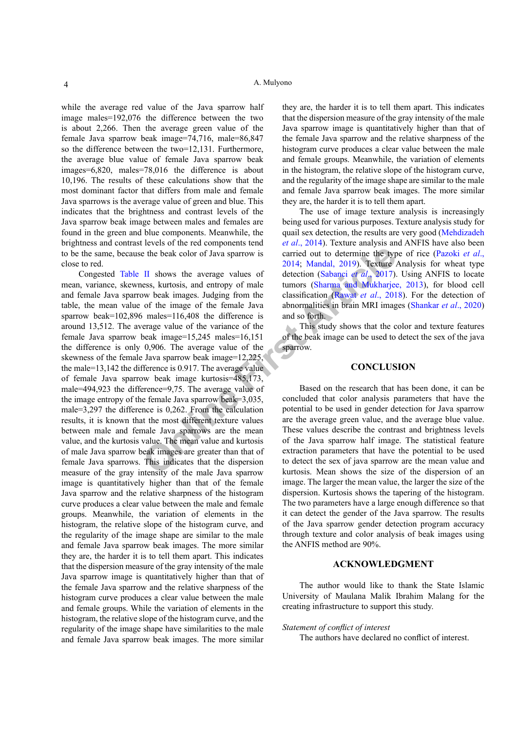while the average red value of the Java sparrow half image males=192,076 the difference between the two is about 2,266. Then the average green value of the female Java sparrow beak image=74,716, male=86,847 so the difference between the two=12,131. Furthermore, the average blue value of female Java sparrow beak images=6,820, males=78,016 the difference is about 10,196. The results of these calculations show that the most dominant factor that differs from male and female Java sparrows is the average value of green and blue. This indicates that the brightness and contrast levels of the Java sparrow beak image between males and females are found in the green and blue components. Meanwhile, the brightness and contrast levels of the red components tend to be the same, because the beak color of Java sparrow is close to red.

Congested Table II shows the average values of mean, variance, skewness, kurtosis, and entropy of male and female Java sparrow beak images. Judging from the table, the mean value of the image of the female Java sparrow beak=102,896 males=116,408 the difference is around 13,512. The average value of the variance of the female Java sparrow beak image=15,245 males=16,151 the difference is only 0,906. The average value of the skewness of the female Java sparrow beak image=12,225, the male=13,142 the difference is 0.917. The average value of female Java sparrow beak image kurtosis=485,173, male=494,923 the difference=9,75. The average value of the image entropy of the female Java sparrow beak=3,035, male=3,297 the difference is 0,262. From the calculation results, it is known that the most different texture values between male and female Java sparrows are the mean value, and the kurtosis value. The mean value and kurtosis of male Java sparrow beak images are greater than that of female Java sparrows. This indicates that the dispersion measure of the gray intensity of the male Java sparrow image is quantitatively higher than that of the female Java sparrow and the relative sharpness of the histogram curve produces a clear value between the male and female groups. Meanwhile, the variation of elements in the histogram, the relative slope of the histogram curve, and the regularity of the image shape are similar to the male and female Java sparrow beak images. The more similar they are, the harder it is to tell them apart. This indicates that the dispersion measure of the gray intensity of the male Java sparrow image is quantitatively higher than that of the female Java sparrow and the relative sharpness of the histogram curve produces a clear value between the male and female groups. While the variation of elements in the histogram, the relative slope of the histogram curve, and the regularity of the image shape have similarities to the male and female Java sparrow beak images. The more similar they are, the harder it is to tell them apart. This indicates that the dispersion measure of the gray intensity of the male Java sparrow image is quantitatively higher than that of the female Java sparrow and the relative sharpness of the histogram curve produces a clear value between the male and female groups. Meanwhile, the variation of elements in the histogram, the relative slope of the histogram curve, and the regularity of the image shape are similar to the male and female Java sparrow beak images. The more similar they are, the harder it is to tell them apart.

The use of image texture analysis is increasingly being used for various purposes. Texture analysis study for quail sex detection, the results are very good (Mehdizadeh *et al*., 2014). Texture analysis and ANFIS have also been carried out to determine the type of rice (Pazoki *et al*., 2014; Mandal, 2019). Texture Analysis for wheat type detection (Sabanci *et al*., 2017). Using ANFIS to locate tumors (Sharma and Mukharjee, 2013), for blood cell classification (Rawat *et al*., 2018). For the detection of abnormalities in brain MRI images (Shankar *et al*., 2020) and so forth.

This study shows that the color and texture features of the beak image can be used to detect the sex of the java sparrow.

## CONCLUSION

Based on the research that has been done, it can be concluded that color analysis parameters that have the potential to be used in gender detection for Java sparrow are the average green value, and the average blue value. These values describe the contrast and brightness levels of the Java sparrow half image. The statistical feature extraction parameters that have the potential to be used to detect the sex of java sparrow are the mean value and kurtosis. Mean shows the size of the dispersion of an image. The larger the mean value, the larger the size of the dispersion. Kurtosis shows the tapering of the histogram. The two parameters have a large enough difference so that it can detect the gender of the Java sparrow. The results of the Java sparrow gender detection program accuracy through texture and color analysis of beak images using the ANFIS method are 90%.

## ACKNOWLEDGMENT

The author would like to thank the State Islamic University of Maulana Malik Ibrahim Malang for the creating infrastructure to support this study.

*Statement of conflict of interest*

The authors have declared no conflict of interest.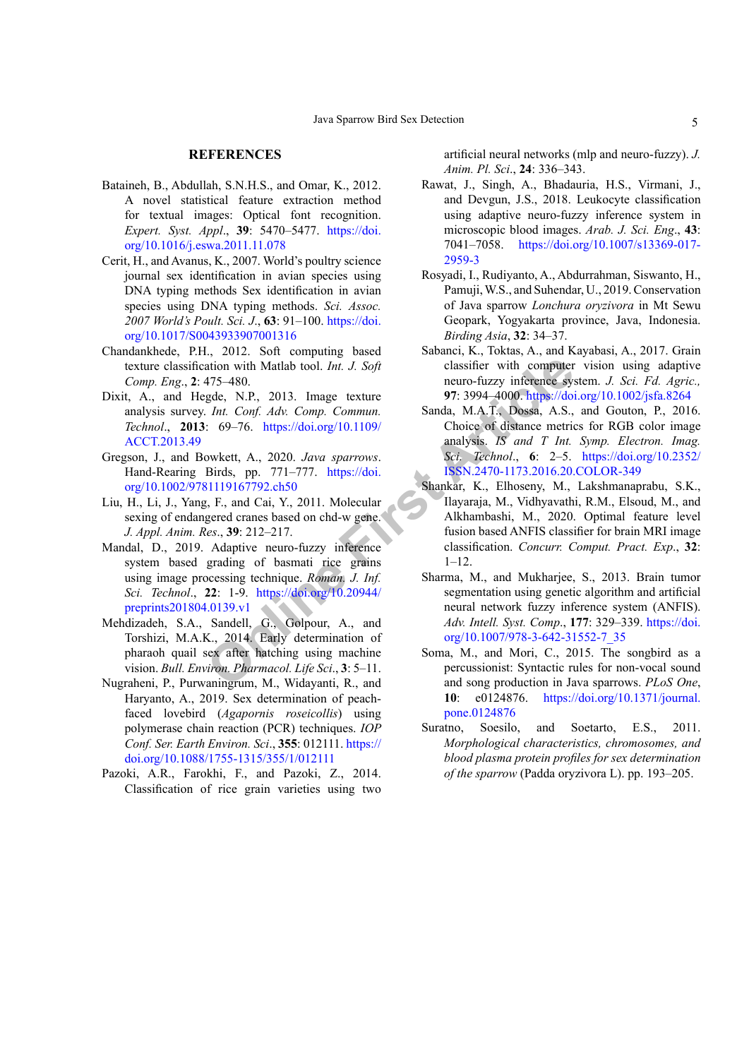## REFERENCES

Bataineh, B., Abdullah, S.N.H.S., and Omar, K., 2012. A novel statistical feature extraction method for textual images: Optical font recognition. *Expert. Syst. Appl*., **39**: 5470–5477. https://doi.org/10.1016/j.eswa.2011.11.078

Cerit, H., and Avanus, K., 2007. World's poultry science journal sex identification in avian species using DNA typing methods Sex identification in avian species using DNA typing methods. *Sci. Assoc. 2007 World's Poult. Sci. J*., **63**: 91–100. https://doi.org/10.1017/S0043933907001316

Chandankhede, P.H., 2012. Soft computing based texture classification with Matlab tool. *Int. J. Soft Comp. Eng*., **2**: 475–480.

Dixit, A., and Hegde, N.P., 2013. Image texture analysis survey. *Int. Conf. Adv. Comp. Commun. Technol*., **2013**: 69–76. https://doi.org/10.1109/ACCT.2013.49

Gregson, J., and Bowkett, A., 2020. *Java sparrows*. Hand-Rearing Birds, pp. 771–777. https://doi.org/10.1002/9781119167792.ch50

Liu, H., Li, J., Yang, F., and Cai, Y., 2011. Molecular sexing of endangered cranes based on chd-w gene. *J. Appl. Anim. Res*., **39**: 212–217.

Mandal, D., 2019. Adaptive neuro-fuzzy inference system based grading of basmati rice grains using image processing technique. *Roman. J. Inf. Sci. Technol*., **22**: 1-9. https://doi.org/10.20944/preprints201804.0139.v1

Mehdizadeh, S.A., Sandell, G., Golpour, A., and Torshizi, M.A.K., 2014. Early determination of pharaoh quail sex after hatching using machine vision. *Bull. Environ. Pharmacol. Life Sci*., **3**: 5–11.

Nugraheni, P., Purwaningrum, M., Widayanti, R., and Haryanto, A., 2019. Sex determination of peach-faced lovebird (*Agapornis roseicollis*) using polymerase chain reaction (PCR) techniques. *IOP Conf. Ser. Earth Environ. Sci*., **355**: 012111. https://doi.org/10.1088/1755-1315/355/1/012111

Pazoki, A.R., Farokhi, F., and Pazoki, Z., 2014. Classification of rice grain varieties using two artificial neural networks (mlp and neuro-fuzzy). *J. Anim. Pl. Sci*., **24**: 336–343.

Rawat, J., Singh, A., Bhadauria, H.S., Virmani, J., and Devgun, J.S., 2018. Leukocyte classification using adaptive neuro-fuzzy inference system in microscopic blood images. *Arab. J. Sci. Eng*., **43**: 7041–7058. https://doi.org/10.1007/s13369-017-2959-3

Rosyadi, I., Rudiyanto, A., Abdurrahman, Siswanto, H., Pamuji, W.S., and Suhendar, U., 2019. Conservation of Java sparrow *Lonchura oryzivora* in Mt Sewu Geopark, Yogyakarta province, Java, Indonesia. *Birding Asia*, **32**: 34–37.

Sabanci, K., Toktas, A., and Kayabasi, A., 2017. Grain classifier with computer vision using adaptive neuro-fuzzy inference system. *J. Sci. Fd. Agric.*, **97**: 3994–4000. https://doi.org/10.1002/jsfa.8264

Sanda, M.A.T., Dossa, A.S., and Gouton, P., 2016. Choice of distance metrics for RGB color image analysis. *IS and T Int. Symp. Electron. Imag. Sci. Technol*., **6**: 2–5. https://doi.org/10.2352/ISSN.2470-1173.2016.20.COLOR-349

Shankar, K., Elhoseny, M., Lakshmanaprabu, S.K., Ilayaraja, M., Vidhyavathi, R.M., Elsoud, M., and Alkhambashi, M., 2020. Optimal feature level fusion based ANFIS classifier for brain MRI image classification. *Concurr. Comput. Pract. Exp*., **32**: 1–12.

Sharma, M., and Mukharjee, S., 2013. Brain tumor segmentation using genetic algorithm and artificial neural network fuzzy inference system (ANFIS). *Adv. Intell. Syst. Comp*., **177**: 329–339. https://doi.org/10.1007/978-3-642-31552-7_35

Soma, M., and Mori, C., 2015. The songbird as a percussionist: Syntactic rules for non-vocal sound and song production in Java sparrows. *PLoS One*, **10**: e0124876. https://doi.org/10.1371/journal.pone.0124876

Suratno, Soesilo, and Soetarto, E.S., 2011. *Morphological characteristics, chromosomes, and blood plasma protein profiles for sex determination of the sparrow* (Padda oryzivora L). pp. 193–205.